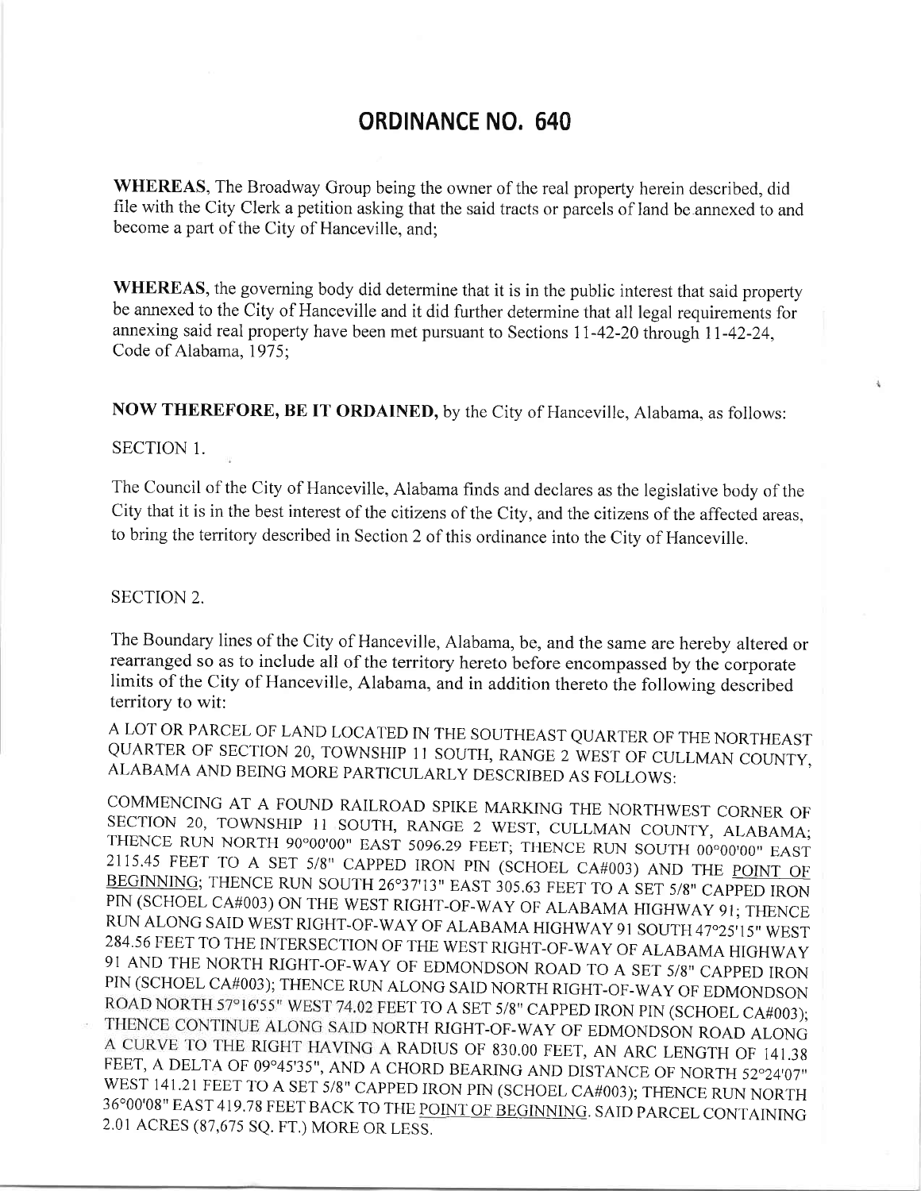# ORDINANCE NO. 640

**WHEREAS**, The Broadway Group being the owner of the real property herein described, did file with the City Clerk a petition asking that the said tracts or parcels of land be annexed to and become a part of the City of Hanceville, and;

**WHEREAS**, the governing body did determine that it is in the public interest that said property be annexed to the City of Hanceville and it did further determine that all legal requirements for annexing said real property have been met pursuant to Sections 11-42-20 through 11-42-24, Code of Alabama, 1975;

**NOW THEREFORE, BE IT ORDAINED,** by the City of Hanceville, Alabama, as follows:

SECTION 1.

The Council of the City of Hanceville, Alabama finds and declares as the legislative body of the City that it is in the best interest of the citizens of the City, and the citizens of the affected areas, to bring the territory described in Section 2 of this ordinance into the City of Hanceville.

SECTION 2.

The Boundary lines of the City of Hanceville, Alabama, be, and the same are hereby altered or rearranged so as to include all of the territory hereto before encompassed by the corporate limits of the City of Hanceville, Alabama, and in addition thereto the following described territory to wit:

A LOT OR PARCEL OF LAND LOCATED IN THE SOUTHEAST QUARTER OF THE NORTHEAST QUARTER OF SECTION 20, TOWNSHIP 11 SOUTH, RANGE 2 WEST OF CULLMAN COUNTY, ALABAMA AND BEING MORE PARTICULARLY DESCRIBED AS FOLLOWS:

COMMENCING AT A FOUND RAILROAD SPIKE MARKING THE NORTHWEST CORNER OF SECTION 20, TOWNSHIP 11 SOUTH, RANGE 2 WEST, CULLMAN COUNTY, ALABAMA; THENCE RUN NORTH 90°00'00" EAST 5096.29 FEET; THENCE RUN SOUTH 00°00'00" EAST 2115.45 FEET TO A SET 5/8" CAPPED IRON PIN (SCHOEL CA#003) AND THE POINT OF BEGINNING; THENCE RUN SOUTH 26°37'13" EAST 305.63 FEET TO A SET 5/8" CAPPED IRON PIN (SCHOEL CA#003) ON THE WEST RIGHT-OF-WAY OF ALABAMA HIGHWAY 91; THENCE RUN ALONG SAID WEST RIGHT-OF-WAY OF ALABAMA HIGHWAY 91 SOUTH 47°25'15" WEST 284.56 FEET TO THE INTERSECTION OF THE WEST RIGHT-OF-WAY OF ALABAMA HIGHWAY 91 AND THE NORTH RIGHT-OF-WAY OF EDMONDSON ROAD TO A SET 5/8" CAPPED IRON PIN (SCHOEL CA#003); THENCE RUN ALONG SAID NORTH RIGHT-OF-WAY OF EDMONDSON ROAD NORTH 57°16'55" WEST 74.02 FEET TO A SET 5/8" CAPPED IRON PIN (SCHOEL CA#003); THENCE CONTINUE ALONG SAID NORTH RIGHT-OF-WAY OF EDMONDSON ROAD ALONG A CURVE TO THE RIGHT HAVING A RADIUS OF 830.00 FEET, AN ARC LENGTH OF 141.38 FEET, A DELTA OF 09°45'35", AND A CHORD BEARING AND DISTANCE OF NORTH 52°24'07" WEST 141.21 FEET TO A SET 5/8" CAPPED IRON PIN (SCHOEL CA#003); THENCE RUN NORTH 36°00'08" EAST 419.78 FEET BACK TO THE POINT OF BEGINNING. SAID PARCEL CONTAINING 2.01 ACRES (87,675 SQ. FT.) MORE OR LESS.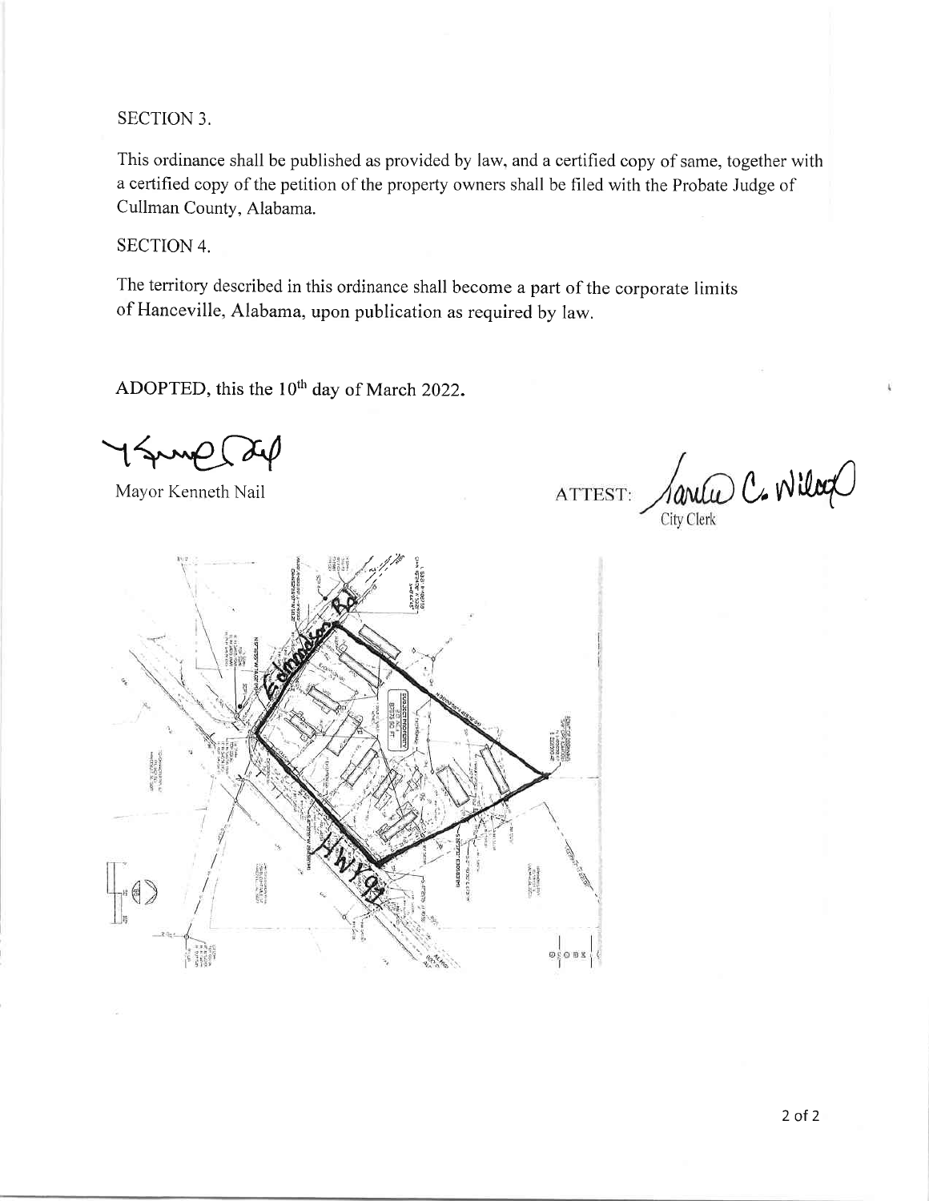SECTION 3.

This ordinance shall be published as provided by law, and a certified copy of same, together with a certified copy of the petition of the property owners shall be filed with the Probate Judge of Cullman County, Alabama.

SECTION 4.

The territory described in this ordinance shall become a part of the corporate limits of Hanceville, Alabama, upon publication as required by law.

ADOPTED, this the 10th day of March 2022.

Mayor Kenneth Nail

ATTEST:

City Clerk

Edmondson Rd

HWY 91